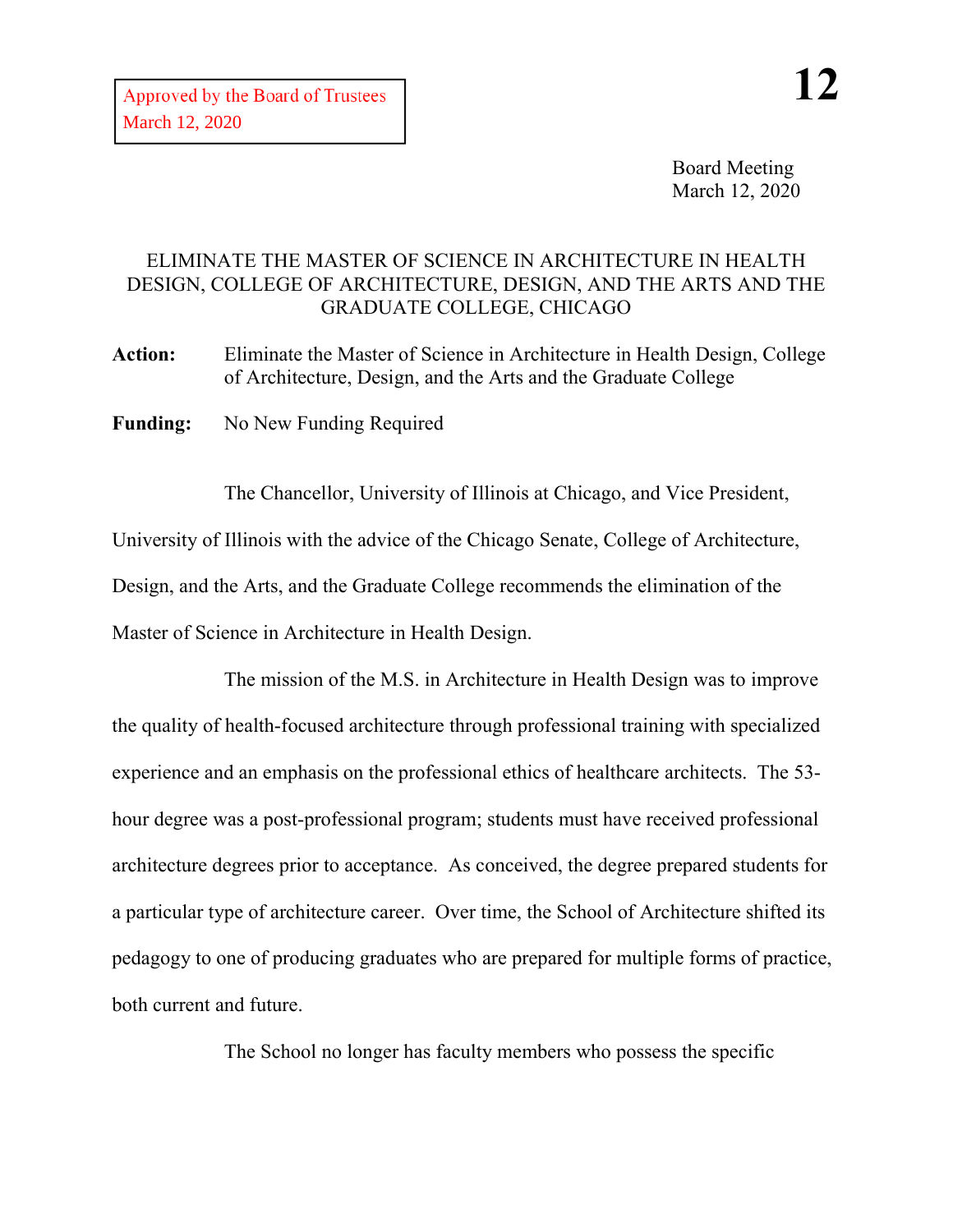Approved by the Board of Trustees
March 12, 2020

**12**

Board Meeting
March 12, 2020

# ELIMINATE THE MASTER OF SCIENCE IN ARCHITECTURE IN HEALTH DESIGN, COLLEGE OF ARCHITECTURE, DESIGN, AND THE ARTS AND THE GRADUATE COLLEGE, CHICAGO

**Action:** Eliminate the Master of Science in Architecture in Health Design, College of Architecture, Design, and the Arts and the Graduate College

**Funding:** No New Funding Required

The Chancellor, University of Illinois at Chicago, and Vice President, University of Illinois with the advice of the Chicago Senate, College of Architecture, Design, and the Arts, and the Graduate College recommends the elimination of the Master of Science in Architecture in Health Design.

The mission of the M.S. in Architecture in Health Design was to improve the quality of health-focused architecture through professional training with specialized experience and an emphasis on the professional ethics of healthcare architects. The 53-hour degree was a post-professional program; students must have received professional architecture degrees prior to acceptance. As conceived, the degree prepared students for a particular type of architecture career. Over time, the School of Architecture shifted its pedagogy to one of producing graduates who are prepared for multiple forms of practice, both current and future.

The School no longer has faculty members who possess the specific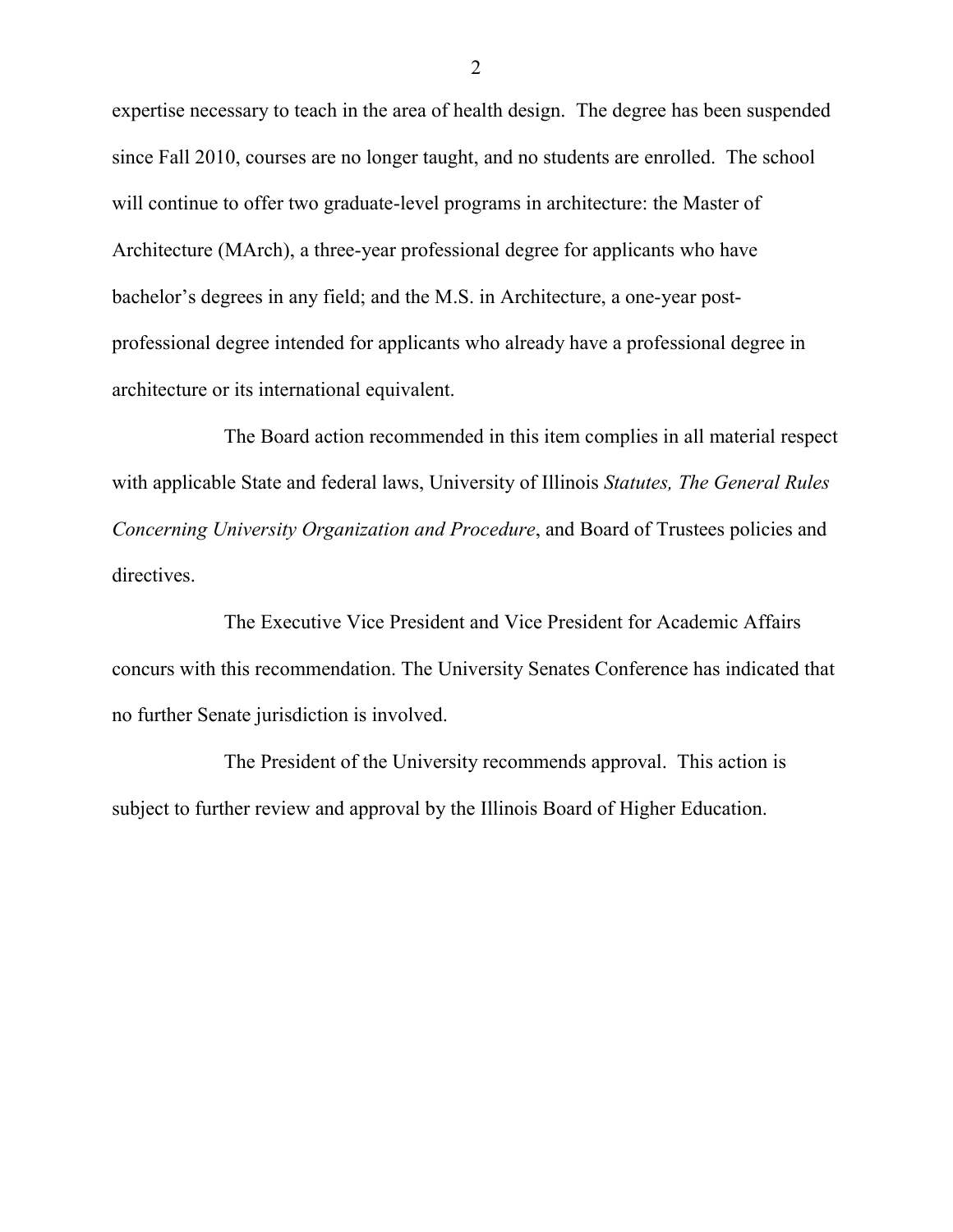expertise necessary to teach in the area of health design. The degree has been suspended since Fall 2010, courses are no longer taught, and no students are enrolled. The school will continue to offer two graduate-level programs in architecture: the Master of Architecture (MArch), a three-year professional degree for applicants who have bachelor's degrees in any field; and the M.S. in Architecture, a one-year post-professional degree intended for applicants who already have a professional degree in architecture or its international equivalent.

The Board action recommended in this item complies in all material respect with applicable State and federal laws, University of Illinois *Statutes, The General Rules Concerning University Organization and Procedure*, and Board of Trustees policies and directives.

The Executive Vice President and Vice President for Academic Affairs concurs with this recommendation. The University Senates Conference has indicated that no further Senate jurisdiction is involved.

The President of the University recommends approval. This action is subject to further review and approval by the Illinois Board of Higher Education.